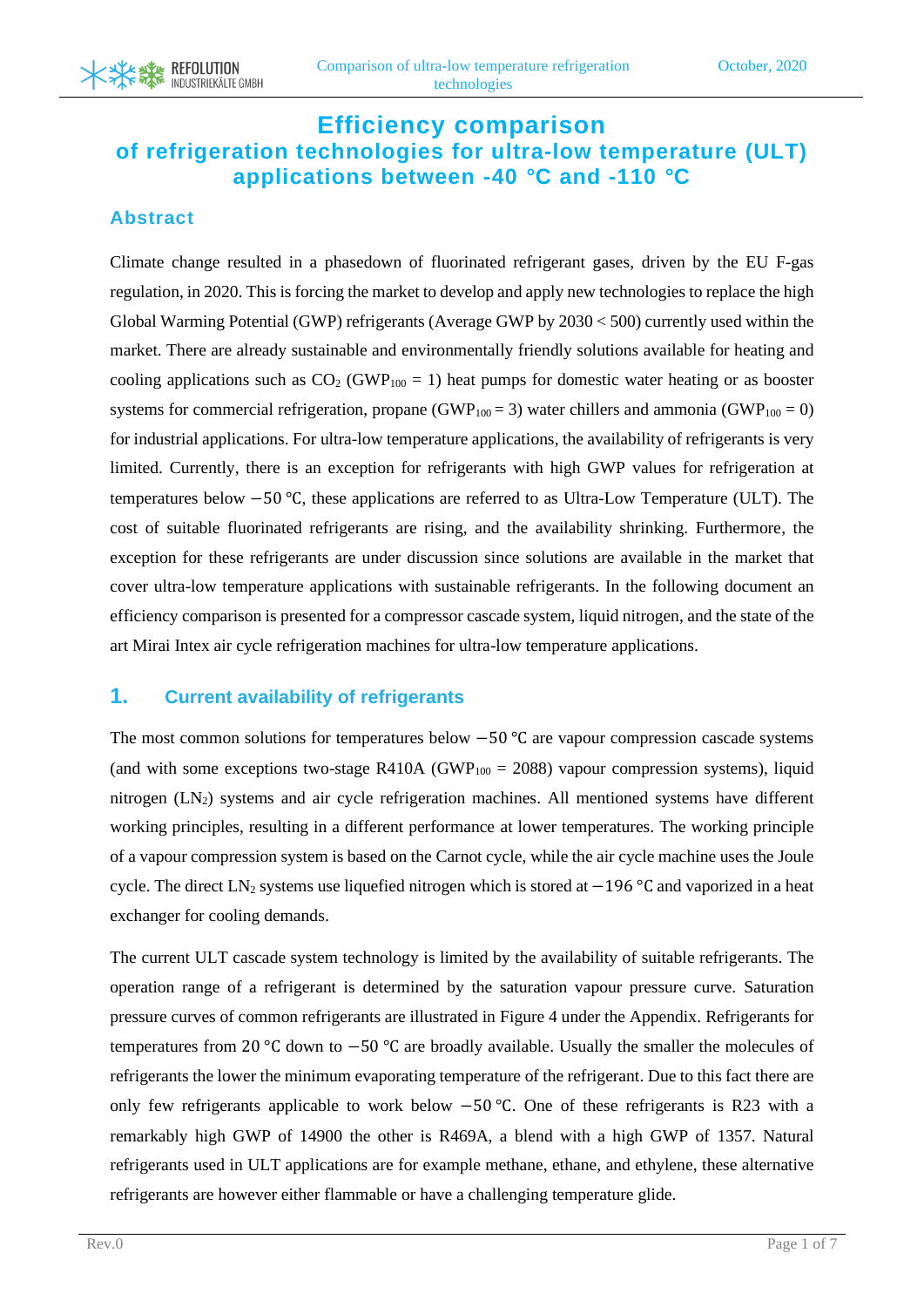# Efficiency comparison
## of refrigeration technologies for ultra-low temperature (ULT) applications between -40 °C and -110 °C

### Abstract

Climate change resulted in a phasedown of fluorinated refrigerant gases, driven by the EU F-gas regulation, in 2020. This is forcing the market to develop and apply new technologies to replace the high Global Warming Potential (GWP) refrigerants (Average GWP by 2030 < 500) currently used within the market. There are already sustainable and environmentally friendly solutions available for heating and cooling applications such as $CO_2$ ($GWP_{100}$ = 1) heat pumps for domestic water heating or as booster systems for commercial refrigeration, propane ($GWP_{100}$ = 3) water chillers and ammonia ($GWP_{100}$ = 0) for industrial applications. For ultra-low temperature applications, the availability of refrigerants is very limited. Currently, there is an exception for refrigerants with high GWP values for refrigeration at temperatures below −50 ℃, these applications are referred to as Ultra-Low Temperature (ULT). The cost of suitable fluorinated refrigerants are rising, and the availability shrinking. Furthermore, the exception for these refrigerants are under discussion since solutions are available in the market that cover ultra-low temperature applications with sustainable refrigerants. In the following document an efficiency comparison is presented for a compressor cascade system, liquid nitrogen, and the state of the art Mirai Intex air cycle refrigeration machines for ultra-low temperature applications.

## 1. Current availability of refrigerants

The most common solutions for temperatures below −50 ℃ are vapour compression cascade systems (and with some exceptions two-stage R410A ($GWP_{100}$ = 2088) vapour compression systems), liquid nitrogen ($LN_2$) systems and air cycle refrigeration machines. All mentioned systems have different working principles, resulting in a different performance at lower temperatures. The working principle of a vapour compression system is based on the Carnot cycle, while the air cycle machine uses the Joule cycle. The direct $LN_2$ systems use liquefied nitrogen which is stored at −196 ℃ and vaporized in a heat exchanger for cooling demands.

The current ULT cascade system technology is limited by the availability of suitable refrigerants. The operation range of a refrigerant is determined by the saturation vapour pressure curve. Saturation pressure curves of common refrigerants are illustrated in Figure 4 under the Appendix. Refrigerants for temperatures from 20 ℃ down to −50 ℃ are broadly available. Usually the smaller the molecules of refrigerants the lower the minimum evaporating temperature of the refrigerant. Due to this fact there are only few refrigerants applicable to work below −50 ℃. One of these refrigerants is R23 with a remarkably high GWP of 14900 the other is R469A, a blend with a high GWP of 1357. Natural refrigerants used in ULT applications are for example methane, ethane, and ethylene, these alternative refrigerants are however either flammable or have a challenging temperature glide.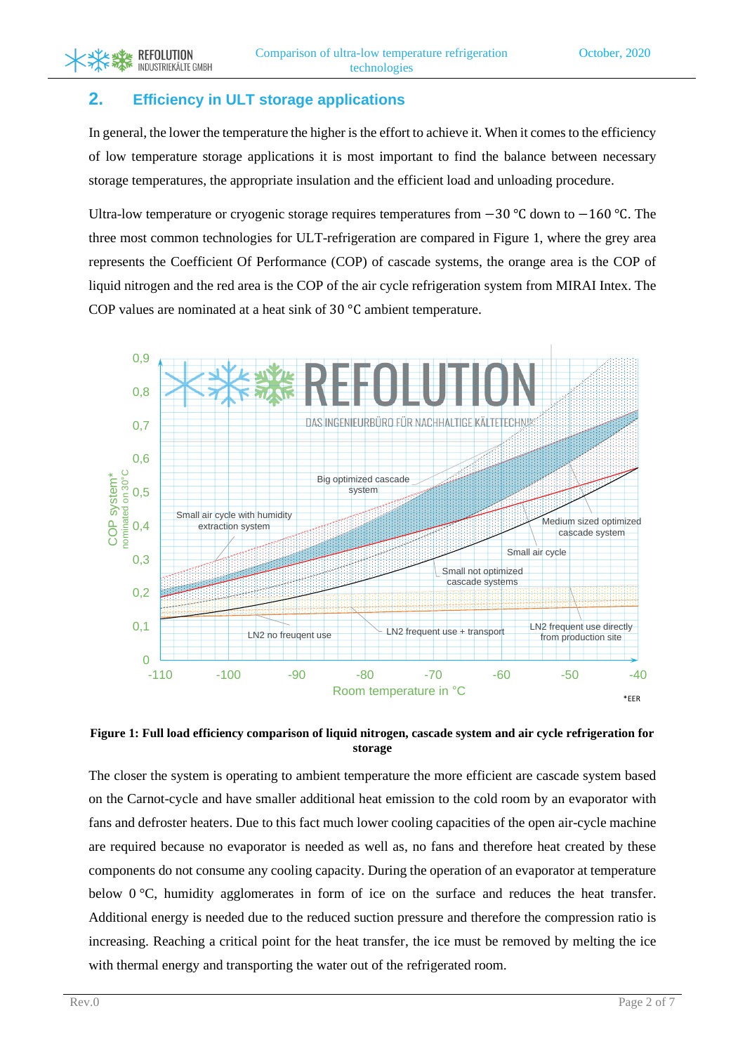## 2. Efficiency in ULT storage applications

In general, the lower the temperature the higher is the effort to achieve it. When it comes to the efficiency of low temperature storage applications it is most important to find the balance between necessary storage temperatures, the appropriate insulation and the efficient load and unloading procedure.

Ultra-low temperature or cryogenic storage requires temperatures from $-30$ °C down to $-160$ °C. The three most common technologies for ULT-refrigeration are compared in Figure 1, where the grey area represents the Coefficient Of Performance (COP) of cascade systems, the orange area is the COP of liquid nitrogen and the red area is the COP of the air cycle refrigeration system from MIRAI Intex. The COP values are nominated at a heat sink of 30 °C ambient temperature.

**Figure 1: Full load efficiency comparison of liquid nitrogen, cascade system and air cycle refrigeration for storage**

The closer the system is operating to ambient temperature the more efficient are cascade system based on the Carnot-cycle and have smaller additional heat emission to the cold room by an evaporator with fans and defroster heaters. Due to this fact much lower cooling capacities of the open air-cycle machine are required because no evaporator is needed as well as, no fans and therefore heat created by these components do not consume any cooling capacity. During the operation of an evaporator at temperature below 0 °C, humidity agglomerates in form of ice on the surface and reduces the heat transfer. Additional energy is needed due to the reduced suction pressure and therefore the compression ratio is increasing. Reaching a critical point for the heat transfer, the ice must be removed by melting the ice with thermal energy and transporting the water out of the refrigerated room.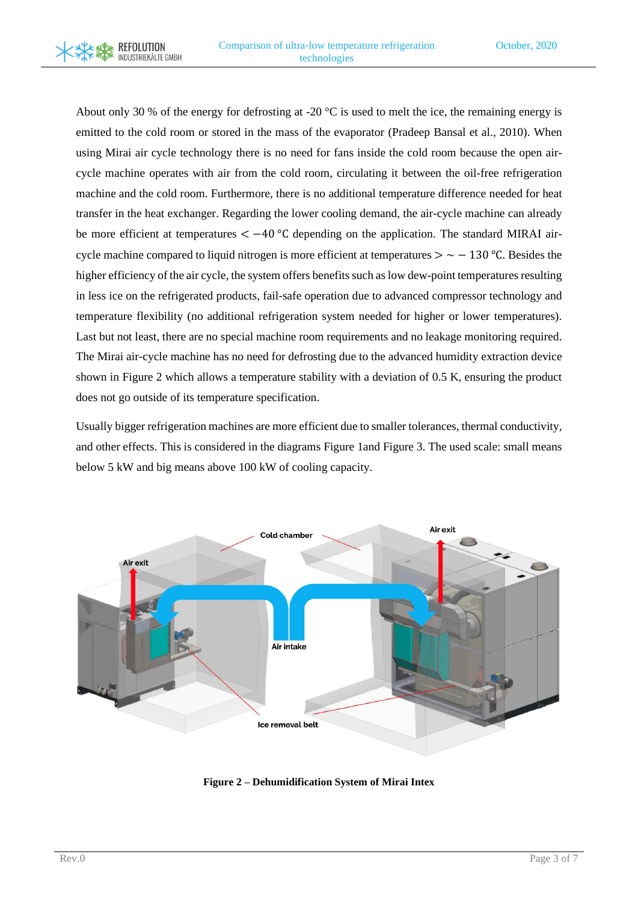About only 30 % of the energy for defrosting at -20 °C is used to melt the ice, the remaining energy is emitted to the cold room or stored in the mass of the evaporator (Pradeep Bansal et al., 2010). When using Mirai air cycle technology there is no need for fans inside the cold room because the open air-cycle machine operates with air from the cold room, circulating it between the oil-free refrigeration machine and the cold room. Furthermore, there is no additional temperature difference needed for heat transfer in the heat exchanger. Regarding the lower cooling demand, the air-cycle machine can already be more efficient at temperatures $< -40\,°C$ depending on the application. The standard MIRAI air-cycle machine compared to liquid nitrogen is more efficient at temperatures $> \sim -130\,°C$. Besides the higher efficiency of the air cycle, the system offers benefits such as low dew-point temperatures resulting in less ice on the refrigerated products, fail-safe operation due to advanced compressor technology and temperature flexibility (no additional refrigeration system needed for higher or lower temperatures). Last but not least, there are no special machine room requirements and no leakage monitoring required. The Mirai air-cycle machine has no need for defrosting due to the advanced humidity extraction device shown in Figure 2 which allows a temperature stability with a deviation of 0.5 K, ensuring the product does not go outside of its temperature specification.

Usually bigger refrigeration machines are more efficient due to smaller tolerances, thermal conductivity, and other effects. This is considered in the diagrams Figure 1and Figure 3. The used scale: small means below 5 kW and big means above 100 kW of cooling capacity.

**Figure 2 – Dehumidification System of Mirai Intex**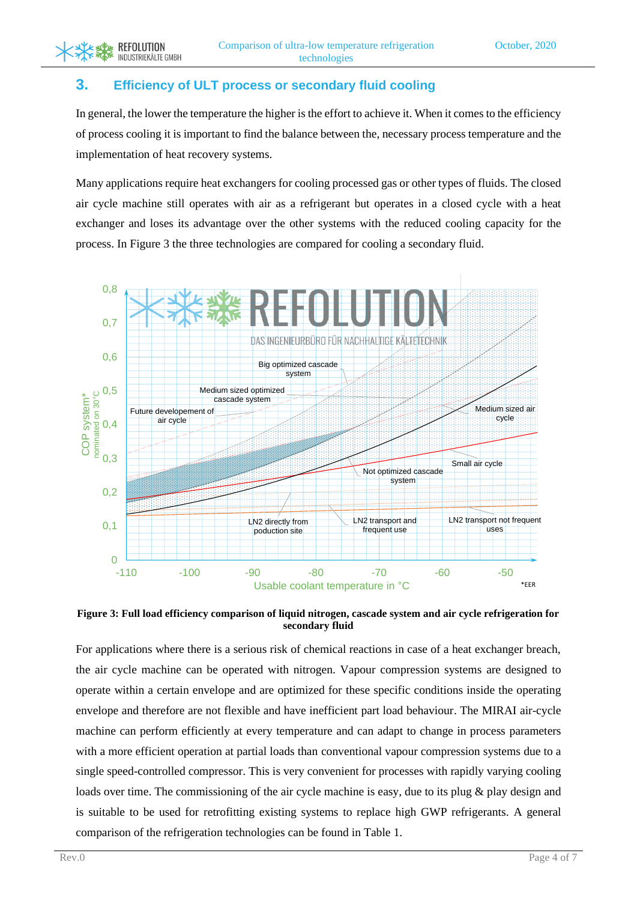## 3. Efficiency of ULT process or secondary fluid cooling

In general, the lower the temperature the higher is the effort to achieve it. When it comes to the efficiency of process cooling it is important to find the balance between the, necessary process temperature and the implementation of heat recovery systems.

Many applications require heat exchangers for cooling processed gas or other types of fluids. The closed air cycle machine still operates with air as a refrigerant but operates in a closed cycle with a heat exchanger and loses its advantage over the other systems with the reduced cooling capacity for the process. In Figure 3 the three technologies are compared for cooling a secondary fluid.

**Figure 3: Full load efficiency comparison of liquid nitrogen, cascade system and air cycle refrigeration for secondary fluid**

For applications where there is a serious risk of chemical reactions in case of a heat exchanger breach, the air cycle machine can be operated with nitrogen. Vapour compression systems are designed to operate within a certain envelope and are optimized for these specific conditions inside the operating envelope and therefore are not flexible and have inefficient part load behaviour. The MIRAI air-cycle machine can perform efficiently at every temperature and can adapt to change in process parameters with a more efficient operation at partial loads than conventional vapour compression systems due to a single speed-controlled compressor. This is very convenient for processes with rapidly varying cooling loads over time. The commissioning of the air cycle machine is easy, due to its plug & play design and is suitable to be used for retrofitting existing systems to replace high GWP refrigerants. A general comparison of the refrigeration technologies can be found in Table 1.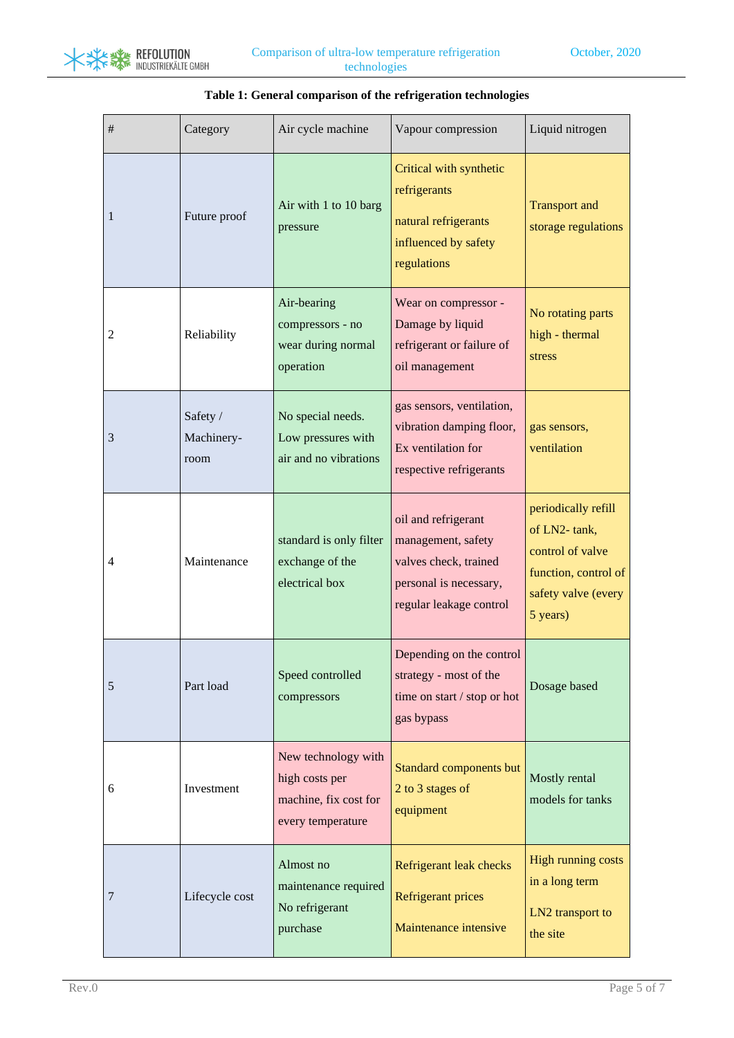**Table 1: General comparison of the refrigeration technologies**

| # | Category | Air cycle machine | Vapour compression | Liquid nitrogen |
|---|---|---|---|---|
| 1 | Future proof | Air with 1 to 10 barg pressure | Critical with synthetic refrigerants<br><br>natural refrigerants influenced by safety regulations | Transport and storage regulations |
| 2 | Reliability | Air-bearing compressors - no wear during normal operation | Wear on compressor - Damage by liquid refrigerant or failure of oil management | No rotating parts high - thermal stress |
| 3 | Safety / Machinery-room | No special needs. Low pressures with air and no vibrations | gas sensors, ventilation, vibration damping floor, Ex ventilation for respective refrigerants | gas sensors, ventilation |
| 4 | Maintenance | standard is only filter exchange of the electrical box | oil and refrigerant management, safety valves check, trained personal is necessary, regular leakage control | periodically refill of LN2- tank, control of valve function, control of safety valve (every 5 years) |
| 5 | Part load | Speed controlled compressors | Depending on the control strategy - most of the time on start / stop or hot gas bypass | Dosage based |
| 6 | Investment | New technology with high costs per machine, fix cost for every temperature | Standard components but 2 to 3 stages of equipment | Mostly rental models for tanks |
| 7 | Lifecycle cost | Almost no maintenance required<br>No refrigerant purchase | Refrigerant leak checks<br><br>Refrigerant prices<br><br>Maintenance intensive | High running costs in a long term<br><br>LN2 transport to the site |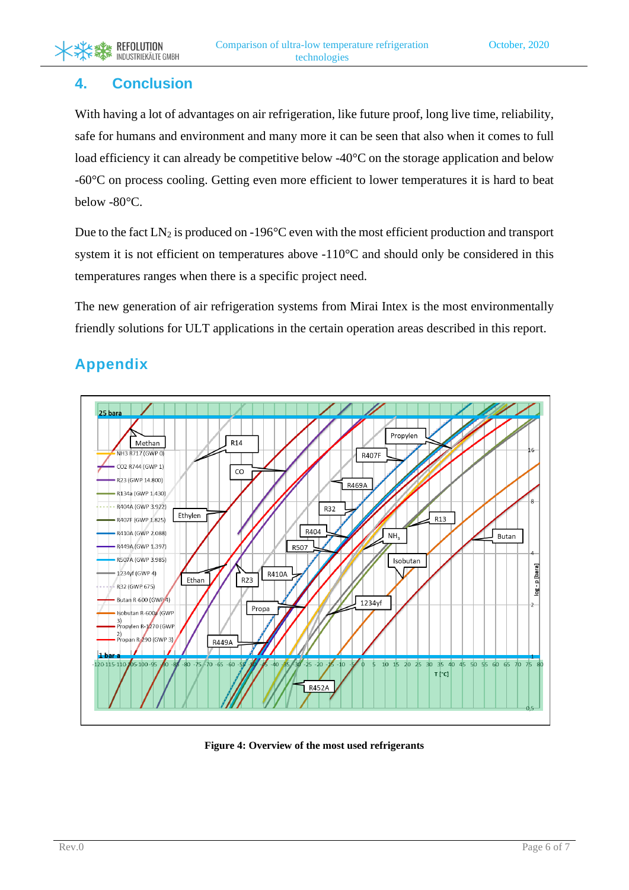## 4. Conclusion

With having a lot of advantages on air refrigeration, like future proof, long live time, reliability, safe for humans and environment and many more it can be seen that also when it comes to full load efficiency it can already be competitive below -40°C on the storage application and below -60°C on process cooling. Getting even more efficient to lower temperatures it is hard to beat below -80°C.

Due to the fact $LN_2$ is produced on -196°C even with the most efficient production and transport system it is not efficient on temperatures above -110°C and should only be considered in this temperatures ranges when there is a specific project need.

The new generation of air refrigeration systems from Mirai Intex is the most environmentally friendly solutions for ULT applications in the certain operation areas described in this report.

## Appendix

**Figure 4: Overview of the most used refrigerants**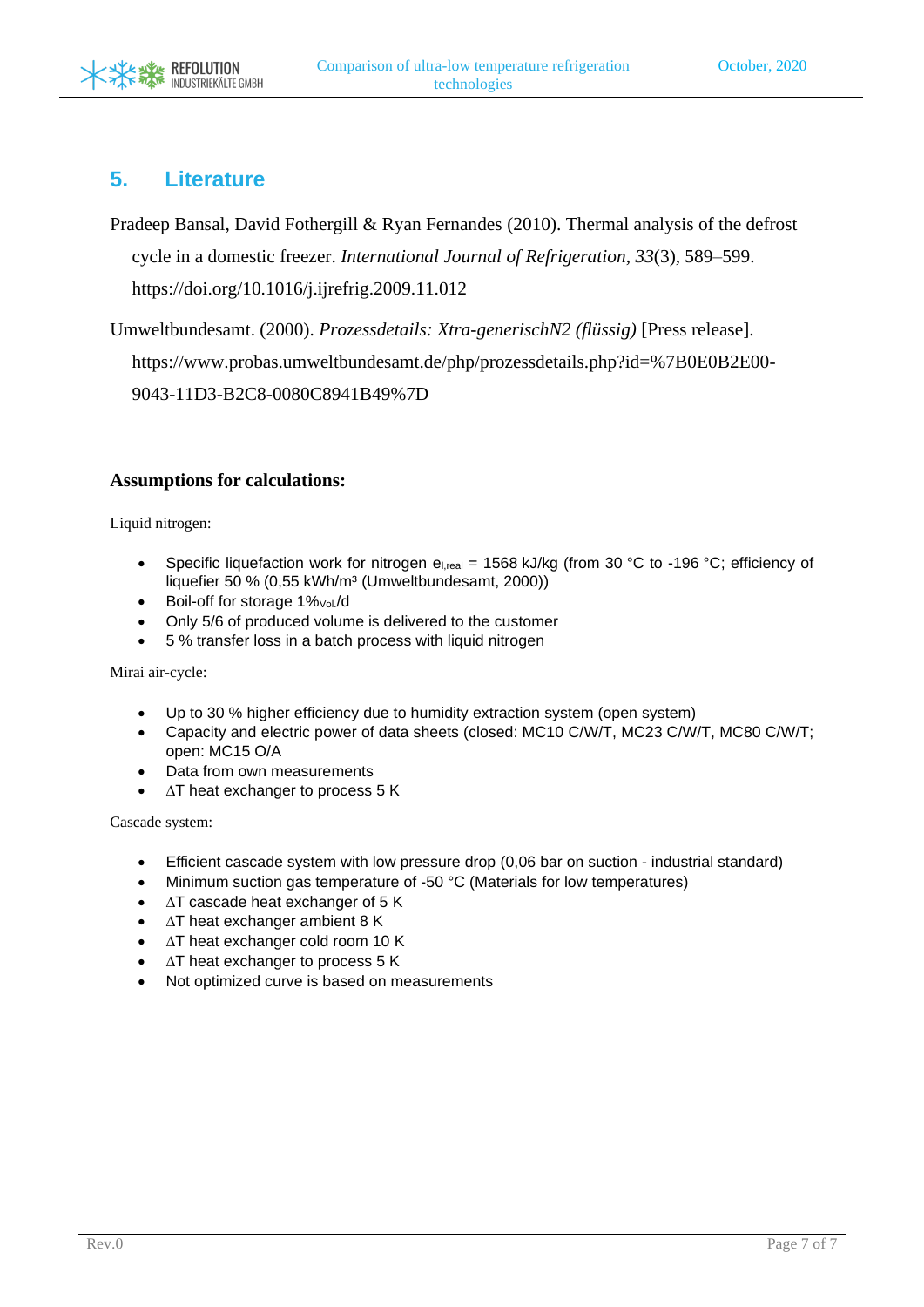# 5. Literature

Pradeep Bansal, David Fothergill & Ryan Fernandes (2010). Thermal analysis of the defrost cycle in a domestic freezer. *International Journal of Refrigeration*, *33*(3), 589–599. https://doi.org/10.1016/j.ijrefrig.2009.11.012

Umweltbundesamt. (2000). *Prozessdetails: Xtra-generischN2 (flüssig)* [Press release]. https://www.probas.umweltbundesamt.de/php/prozessdetails.php?id=%7B0E0B2E00-9043-11D3-B2C8-0080C8941B49%7D

**Assumptions for calculations:**

Liquid nitrogen:

- Specific liquefaction work for nitrogen $e_{l,real}$ = 1568 kJ/kg (from 30 °C to -196 °C; efficiency of liquefier 50 % (0,55 kWh/m³ (Umweltbundesamt, 2000))
- Boil-off for storage $1\%_{Vol.}$/d
- Only 5/6 of produced volume is delivered to the customer
- 5 % transfer loss in a batch process with liquid nitrogen

Mirai air-cycle:

- Up to 30 % higher efficiency due to humidity extraction system (open system)
- Capacity and electric power of data sheets (closed: MC10 C/W/T, MC23 C/W/T, MC80 C/W/T; open: MC15 O/A
- Data from own measurements
- $\Delta$T heat exchanger to process 5 K

Cascade system:

- Efficient cascade system with low pressure drop (0,06 bar on suction - industrial standard)
- Minimum suction gas temperature of -50 °C (Materials for low temperatures)
- $\Delta$T cascade heat exchanger of 5 K
- $\Delta$T heat exchanger ambient 8 K
- $\Delta$T heat exchanger cold room 10 K
- $\Delta$T heat exchanger to process 5 K
- Not optimized curve is based on measurements